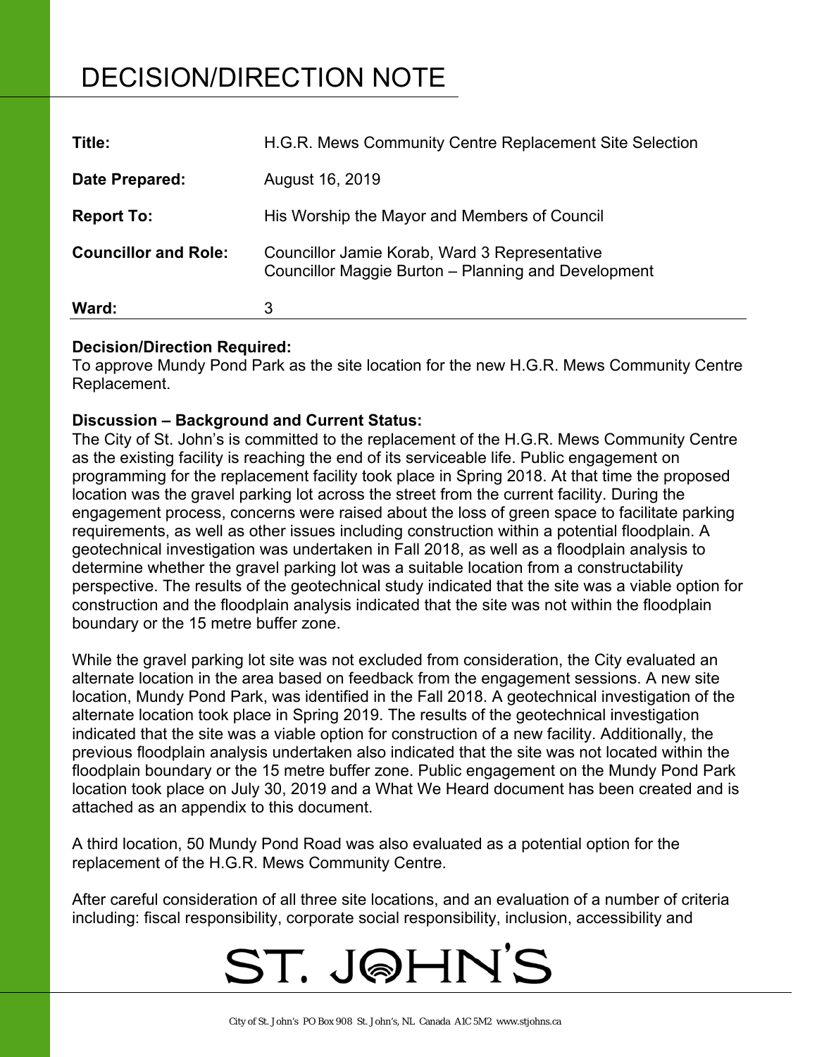# DECISION/DIRECTION NOTE

| | |
|---|---|
| **Title:** | H.G.R. Mews Community Centre Replacement Site Selection |
| **Date Prepared:** | August 16, 2019 |
| **Report To:** | His Worship the Mayor and Members of Council |
| **Councillor and Role:** | Councillor Jamie Korab, Ward 3 Representative<br>Councillor Maggie Burton – Planning and Development |
| **Ward:** | 3 |

**Decision/Direction Required:**
To approve Mundy Pond Park as the site location for the new H.G.R. Mews Community Centre Replacement.

**Discussion – Background and Current Status:**
The City of St. John's is committed to the replacement of the H.G.R. Mews Community Centre as the existing facility is reaching the end of its serviceable life. Public engagement on programming for the replacement facility took place in Spring 2018. At that time the proposed location was the gravel parking lot across the street from the current facility. During the engagement process, concerns were raised about the loss of green space to facilitate parking requirements, as well as other issues including construction within a potential floodplain. A geotechnical investigation was undertaken in Fall 2018, as well as a floodplain analysis to determine whether the gravel parking lot was a suitable location from a constructability perspective. The results of the geotechnical study indicated that the site was a viable option for construction and the floodplain analysis indicated that the site was not within the floodplain boundary or the 15 metre buffer zone.

While the gravel parking lot site was not excluded from consideration, the City evaluated an alternate location in the area based on feedback from the engagement sessions. A new site location, Mundy Pond Park, was identified in the Fall 2018. A geotechnical investigation of the alternate location took place in Spring 2019. The results of the geotechnical investigation indicated that the site was a viable option for construction of a new facility. Additionally, the previous floodplain analysis undertaken also indicated that the site was not located within the floodplain boundary or the 15 metre buffer zone. Public engagement on the Mundy Pond Park location took place on July 30, 2019 and a What We Heard document has been created and is attached as an appendix to this document.

A third location, 50 Mundy Pond Road was also evaluated as a potential option for the replacement of the H.G.R. Mews Community Centre.

After careful consideration of all three site locations, and an evaluation of a number of criteria including: fiscal responsibility, corporate social responsibility, inclusion, accessibility and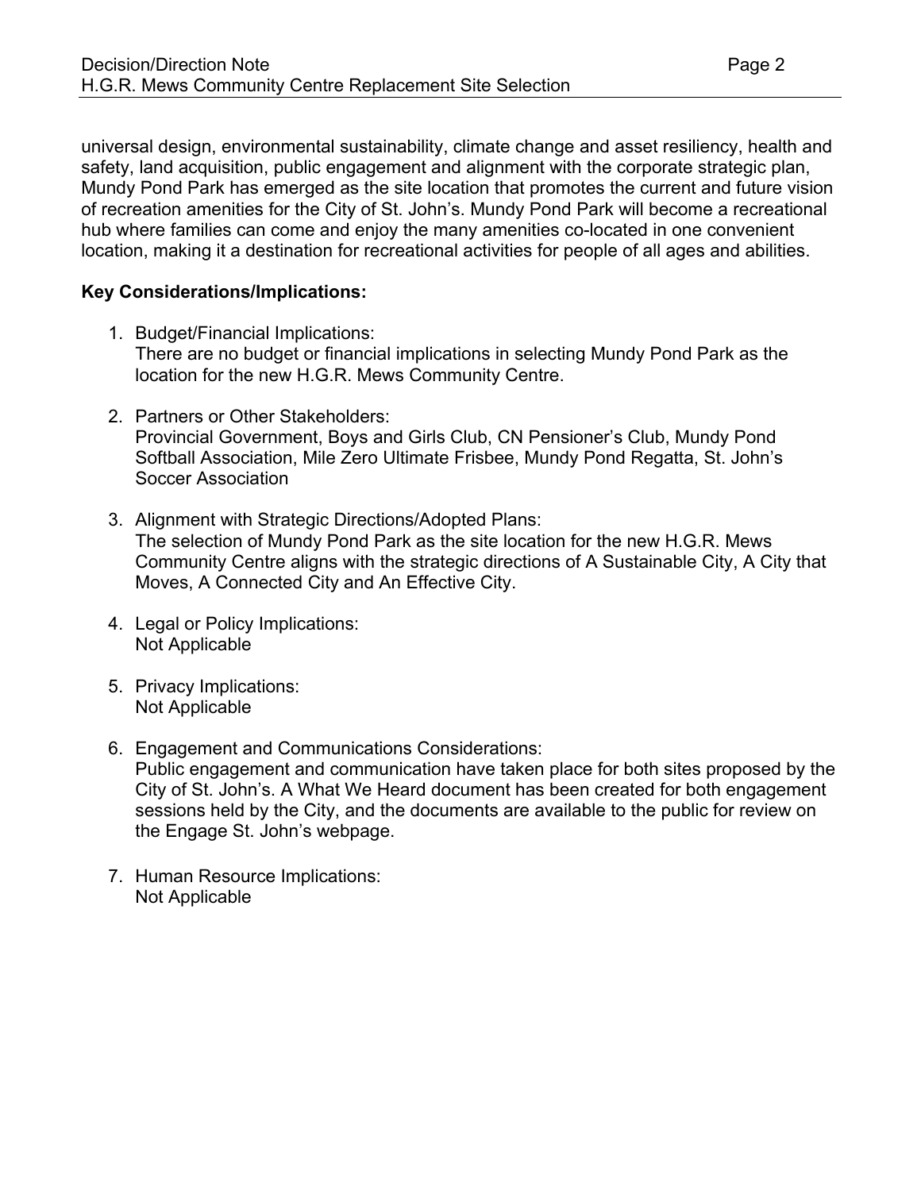universal design, environmental sustainability, climate change and asset resiliency, health and safety, land acquisition, public engagement and alignment with the corporate strategic plan, Mundy Pond Park has emerged as the site location that promotes the current and future vision of recreation amenities for the City of St. John's. Mundy Pond Park will become a recreational hub where families can come and enjoy the many amenities co-located in one convenient location, making it a destination for recreational activities for people of all ages and abilities.

**Key Considerations/Implications:**

1. Budget/Financial Implications:
   There are no budget or financial implications in selecting Mundy Pond Park as the location for the new H.G.R. Mews Community Centre.

2. Partners or Other Stakeholders:
   Provincial Government, Boys and Girls Club, CN Pensioner's Club, Mundy Pond Softball Association, Mile Zero Ultimate Frisbee, Mundy Pond Regatta, St. John's Soccer Association

3. Alignment with Strategic Directions/Adopted Plans:
   The selection of Mundy Pond Park as the site location for the new H.G.R. Mews Community Centre aligns with the strategic directions of A Sustainable City, A City that Moves, A Connected City and An Effective City.

4. Legal or Policy Implications:
   Not Applicable

5. Privacy Implications:
   Not Applicable

6. Engagement and Communications Considerations:
   Public engagement and communication have taken place for both sites proposed by the City of St. John's. A What We Heard document has been created for both engagement sessions held by the City, and the documents are available to the public for review on the Engage St. John's webpage.

7. Human Resource Implications:
   Not Applicable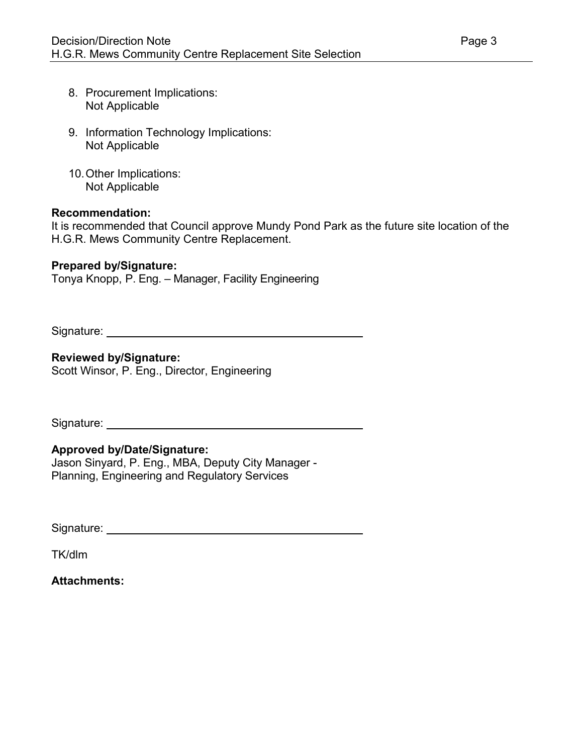8. Procurement Implications:
   Not Applicable

9. Information Technology Implications:
   Not Applicable

10. Other Implications:
    Not Applicable

**Recommendation:**
It is recommended that Council approve Mundy Pond Park as the future site location of the H.G.R. Mews Community Centre Replacement.

**Prepared by/Signature:**
Tonya Knopp, P. Eng. – Manager, Facility Engineering

Signature: ________________________________

**Reviewed by/Signature:**
Scott Winsor, P. Eng., Director, Engineering

Signature: ________________________________

**Approved by/Date/Signature:**
Jason Sinyard, P. Eng., MBA, Deputy City Manager - Planning, Engineering and Regulatory Services

Signature: ________________________________

TK/dlm

**Attachments:**